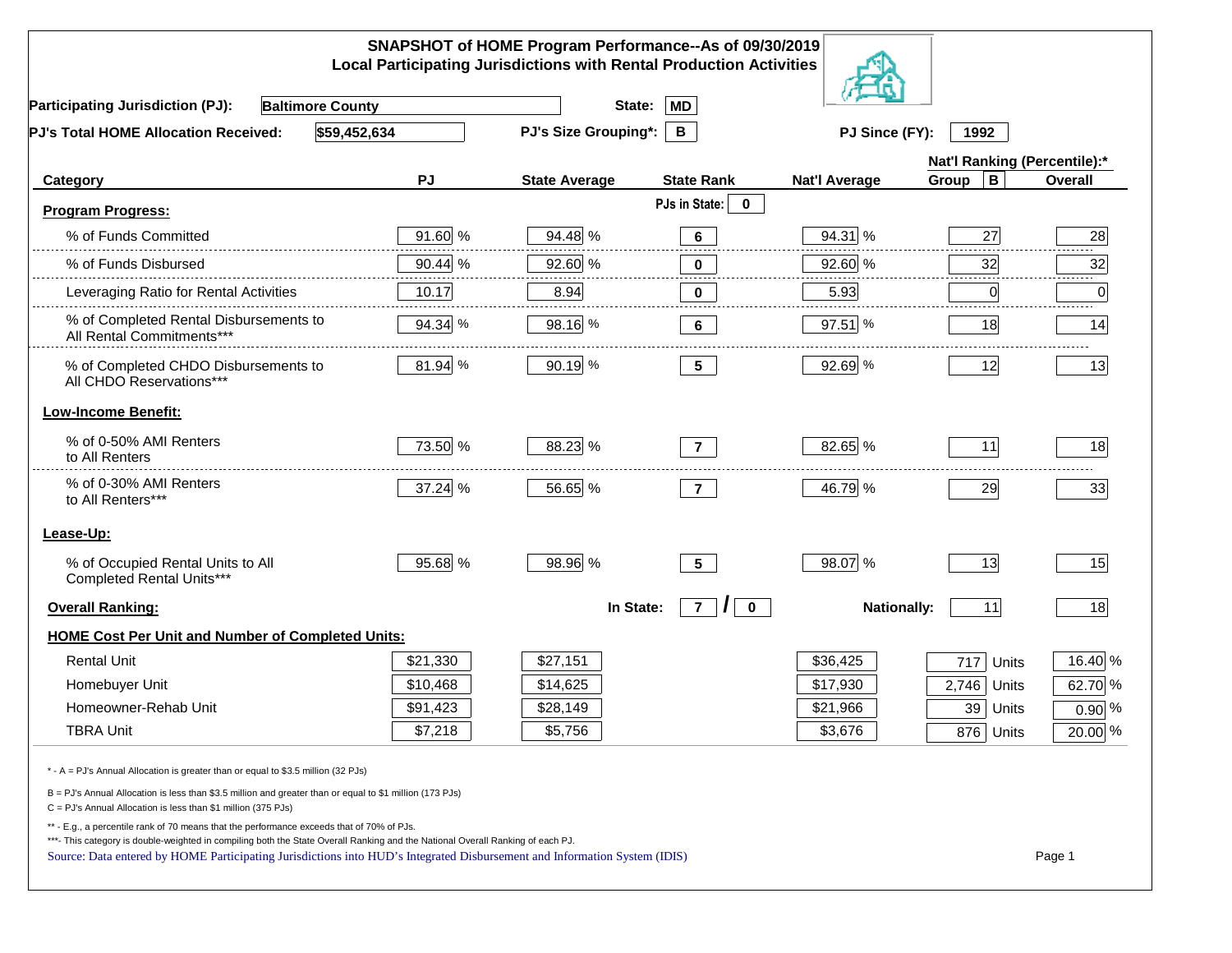## SNAPSHOT of HOME Program Performance--As of 09/30/2019
### Local Participating Jurisdictions with Rental Production Activities

**Participating Jurisdiction (PJ):** Baltimore County  **State:** MD

**PJ's Total HOME Allocation Received:** $59,452,634  **PJ's Size Grouping*:** B  **PJ Since (FY):** 1992

| Category | PJ | State Average | State Rank | Nat'l Average | Nat'l Ranking (Percentile):* Group B | Overall |
|---|---|---|---|---|---|---|
| **Program Progress:** | | | PJs in State: 0 | | | |
| % of Funds Committed | 91.60 % | 94.48 % | 6 | 94.31 % | 27 | 28 |
| % of Funds Disbursed | 90.44 % | 92.60 % | 0 | 92.60 % | 32 | 32 |
| Leveraging Ratio for Rental Activities | 10.17 | 8.94 | 0 | 5.93 | 0 | 0 |
| % of Completed Rental Disbursements to All Rental Commitments*** | 94.34 % | 98.16 % | 6 | 97.51 % | 18 | 14 |
| % of Completed CHDO Disbursements to All CHDO Reservations*** | 81.94 % | 90.19 % | 5 | 92.69 % | 12 | 13 |
| **Low-Income Benefit:** | | | | | | |
| % of 0-50% AMI Renters to All Renters | 73.50 % | 88.23 % | 7 | 82.65 % | 11 | 18 |
| % of 0-30% AMI Renters to All Renters*** | 37.24 % | 56.65 % | 7 | 46.79 % | 29 | 33 |
| **Lease-Up:** | | | | | | |
| % of Occupied Rental Units to All Completed Rental Units*** | 95.68 % | 98.96 % | 5 | 98.07 % | 13 | 15 |
| **Overall Ranking:** | | In State: | 7 / 0 | Nationally: | 11 | 18 |
| **HOME Cost Per Unit and Number of Completed Units:** | | | | | | |
| Rental Unit | $21,330 | $27,151 | | $36,425 | 717 Units | 16.40 % |
| Homebuyer Unit | $10,468 | $14,625 | | $17,930 | 2,746 Units | 62.70 % |
| Homeowner-Rehab Unit | $91,423 | $28,149 | | $21,966 | 39 Units | 0.90 % |
| TBRA Unit | $7,218 | $5,756 | | $3,676 | 876 Units | 20.00 % |

\* - A = PJ's Annual Allocation is greater than or equal to $3.5 million (32 PJs)

B = PJ's Annual Allocation is less than $3.5 million and greater than or equal to $1 million (173 PJs)

C = PJ's Annual Allocation is less than $1 million (375 PJs)

** - E.g., a percentile rank of 70 means that the performance exceeds that of 70% of PJs.

***- This category is double-weighted in compiling both the State Overall Ranking and the National Overall Ranking of each PJ.

Source: Data entered by HOME Participating Jurisdictions into HUD's Integrated Disbursement and Information System (IDIS)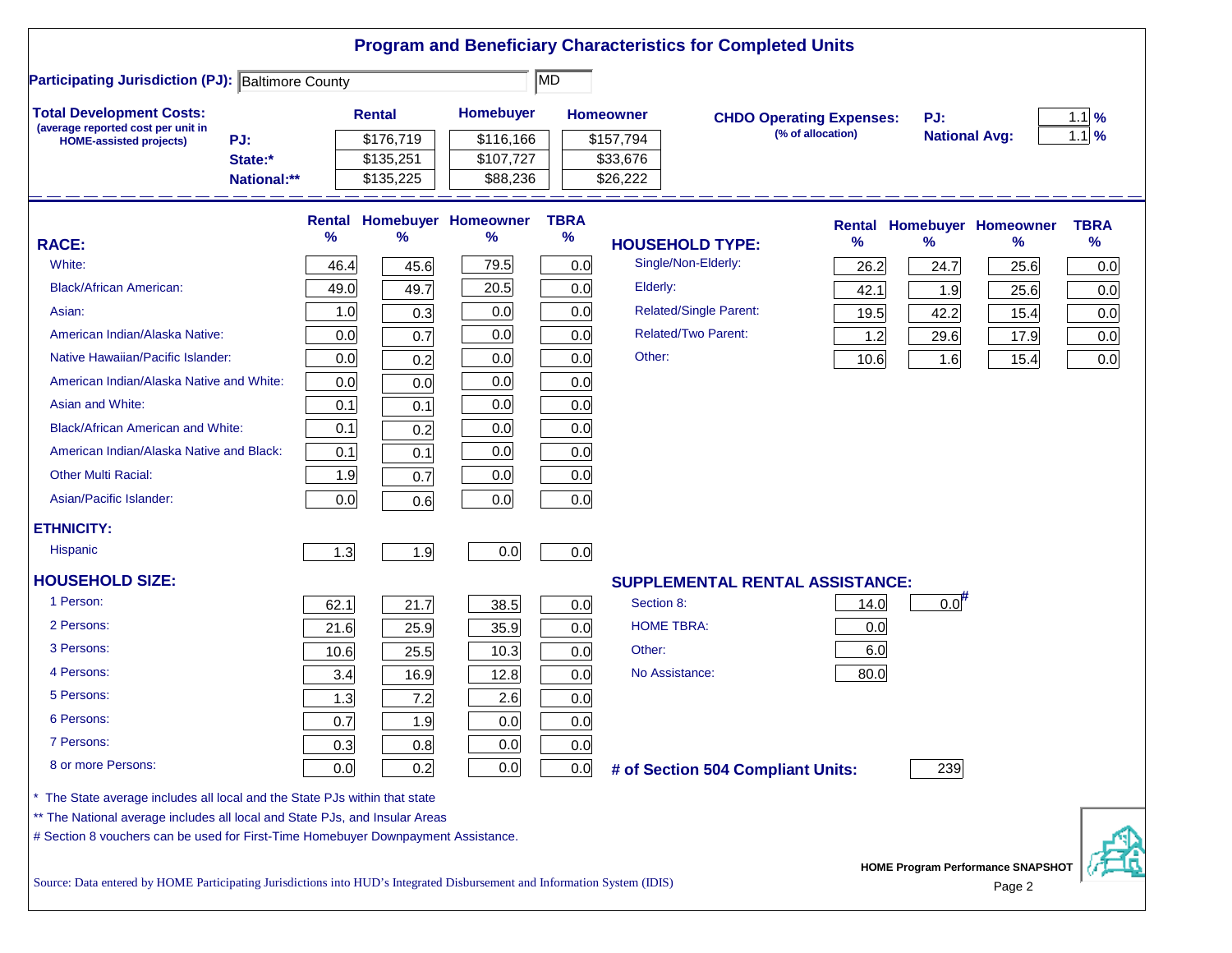# Program and Beneficiary Characteristics for Completed Units

**Participating Jurisdiction (PJ):** Baltimore County | MD

**Total Development Costs:**
(average reported cost per unit in HOME-assisted projects)

| | Rental | Homebuyer | Homeowner |
|---|---|---|---|
| PJ: | $176,719 | $116,166 | $157,794 |
| State:* | $135,251 | $107,727 | $33,676 |
| National:** | $135,225 | $88,236 | $26,222 |

**CHDO Operating Expenses:** (% of allocation)

| | |
|---|---|
| PJ: | 1.1 % |
| National Avg: | 1.1 % |

| RACE: | Rental % | Homebuyer % | Homeowner % | TBRA % |
|---|---|---|---|---|
| White: | 46.4 | 45.6 | 79.5 | 0.0 |
| Black/African American: | 49.0 | 49.7 | 20.5 | 0.0 |
| Asian: | 1.0 | 0.3 | 0.0 | 0.0 |
| American Indian/Alaska Native: | 0.0 | 0.7 | 0.0 | 0.0 |
| Native Hawaiian/Pacific Islander: | 0.0 | 0.2 | 0.0 | 0.0 |
| American Indian/Alaska Native and White: | 0.0 | 0.0 | 0.0 | 0.0 |
| Asian and White: | 0.1 | 0.1 | 0.0 | 0.0 |
| Black/African American and White: | 0.1 | 0.2 | 0.0 | 0.0 |
| American Indian/Alaska Native and Black: | 0.1 | 0.1 | 0.0 | 0.0 |
| Other Multi Racial: | 1.9 | 0.7 | 0.0 | 0.0 |
| Asian/Pacific Islander: | 0.0 | 0.6 | 0.0 | 0.0 |
| **ETHNICITY:** | | | | |
| Hispanic | 1.3 | 1.9 | 0.0 | 0.0 |
| **HOUSEHOLD SIZE:** | | | | |
| 1 Person: | 62.1 | 21.7 | 38.5 | 0.0 |
| 2 Persons: | 21.6 | 25.9 | 35.9 | 0.0 |
| 3 Persons: | 10.6 | 25.5 | 10.3 | 0.0 |
| 4 Persons: | 3.4 | 16.9 | 12.8 | 0.0 |
| 5 Persons: | 1.3 | 7.2 | 2.6 | 0.0 |
| 6 Persons: | 0.7 | 1.9 | 0.0 | 0.0 |
| 7 Persons: | 0.3 | 0.8 | 0.0 | 0.0 |
| 8 or more Persons: | 0.0 | 0.2 | 0.0 | 0.0 |

| HOUSEHOLD TYPE: | Rental % | Homebuyer % | Homeowner % | TBRA % |
|---|---|---|---|---|
| Single/Non-Elderly: | 26.2 | 24.7 | 25.6 | 0.0 |
| Elderly: | 42.1 | 1.9 | 25.6 | 0.0 |
| Related/Single Parent: | 19.5 | 42.2 | 15.4 | 0.0 |
| Related/Two Parent: | 1.2 | 29.6 | 17.9 | 0.0 |
| Other: | 10.6 | 1.6 | 15.4 | 0.0 |

**SUPPLEMENTAL RENTAL ASSISTANCE:**

| | Rental | Homebuyer |
|---|---|---|
| Section 8: | 14.0 | 0.0# |
| HOME TBRA: | 0.0 | |
| Other: | 6.0 | |
| No Assistance: | 80.0 | |

**# of Section 504 Compliant Units:** 239

\* The State average includes all local and the State PJs within that state

\*\* The National average includes all local and State PJs, and Insular Areas

\# Section 8 vouchers can be used for First-Time Homebuyer Downpayment Assistance.

Source: Data entered by HOME Participating Jurisdictions into HUD's Integrated Disbursement and Information System (IDIS)

HOME Program Performance SNAPSHOT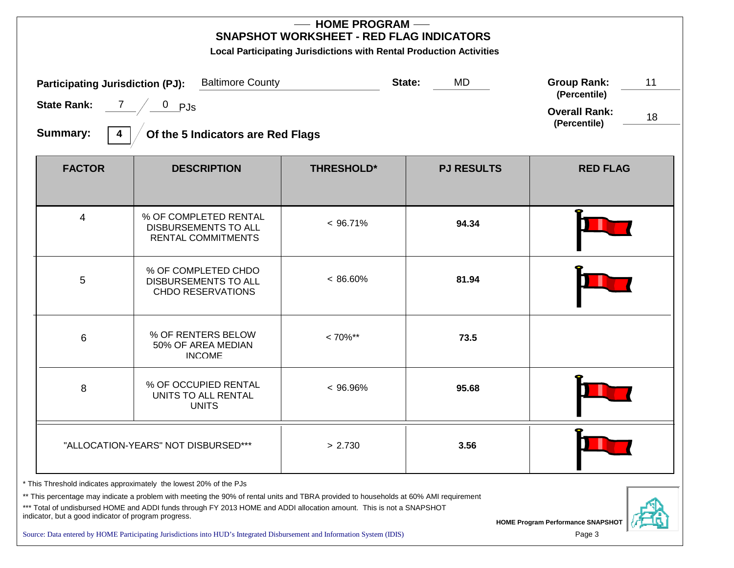## HOME PROGRAM
## SNAPSHOT WORKSHEET - RED FLAG INDICATORS
### Local Participating Jurisdictions with Rental Production Activities

**Participating Jurisdiction (PJ):** Baltimore County  **State:** MD  **Group Rank:** 11 **(Percentile)**

**State Rank:** 7 / 0 PJs  **Overall Rank:** 18 **(Percentile)**

**Summary:** 4 / **Of the 5 Indicators are Red Flags**

| FACTOR | DESCRIPTION | THRESHOLD* | PJ RESULTS | RED FLAG |
|---|---|---|---|---|
| 4 | % OF COMPLETED RENTAL DISBURSEMENTS TO ALL RENTAL COMMITMENTS | < 96.71% | **94.34** | Red Flag |
| 5 | % OF COMPLETED CHDO DISBURSEMENTS TO ALL CHDO RESERVATIONS | < 86.60% | **81.94** | Red Flag |
| 6 | % OF RENTERS BELOW 50% OF AREA MEDIAN INCOME | < 70%** | **73.5** | |
| 8 | % OF OCCUPIED RENTAL UNITS TO ALL RENTAL UNITS | < 96.96% | **95.68** | Red Flag |
| "ALLOCATION-YEARS" NOT DISBURSED*** | | > 2.730 | **3.56** | Red Flag |

\* This Threshold indicates approximately the lowest 20% of the PJs

** This percentage may indicate a problem with meeting the 90% of rental units and TBRA provided to households at 60% AMI requirement

*** Total of undisbursed HOME and ADDI funds through FY 2013 HOME and ADDI allocation amount. This is not a SNAPSHOT indicator, but a good indicator of program progress.

**HOME Program Performance SNAPSHOT**

Source: Data entered by HOME Participating Jurisdictions into HUD's Integrated Disbursement and Information System (IDIS)